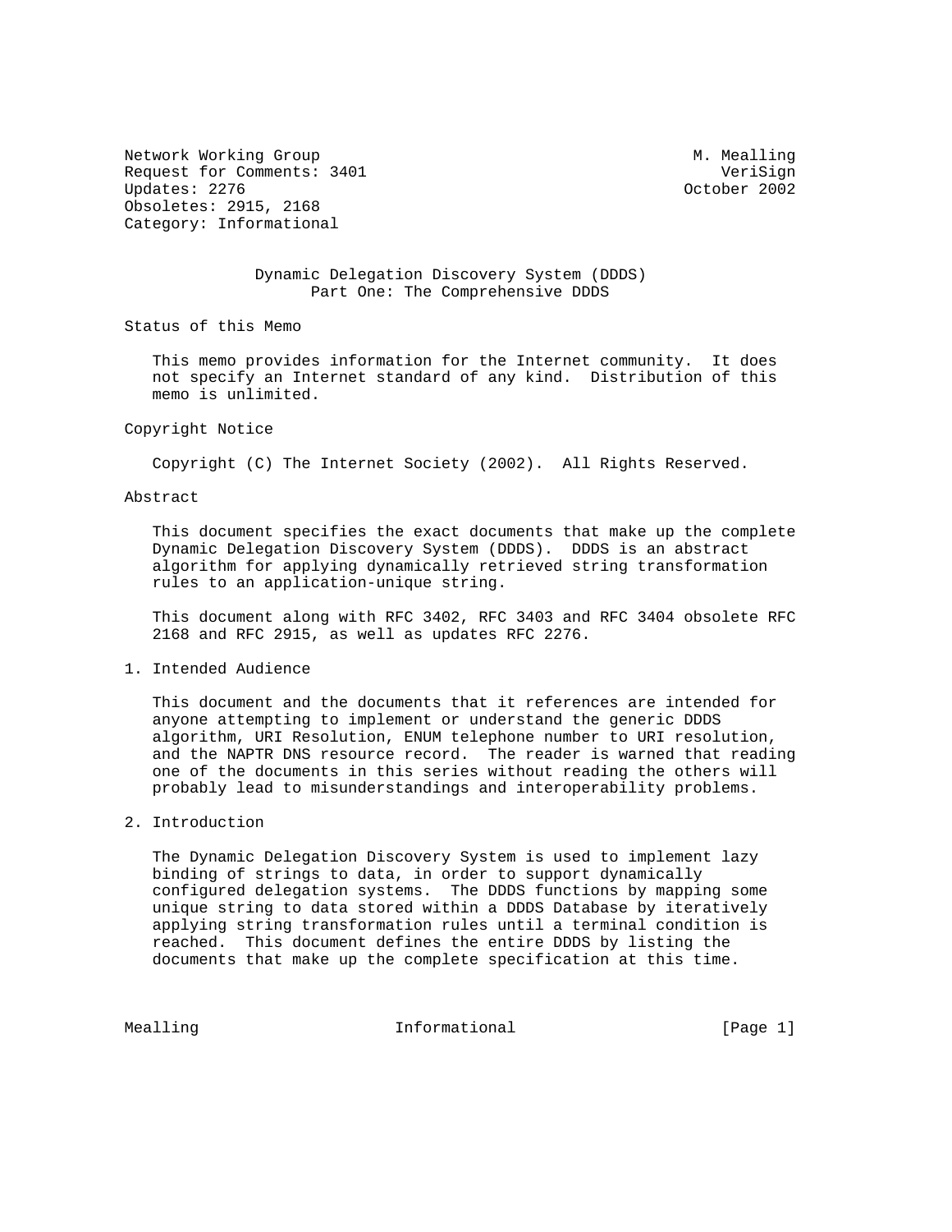Network Working Group M. Mealling
Request for Comments: 3401 VeriSign
Updates: 2276 October 2002
Obsoletes: 2915, 2168
Category: Informational

# Dynamic Delegation Discovery System (DDDS)
## Part One: The Comprehensive DDDS

## Status of this Memo

This memo provides information for the Internet community. It does not specify an Internet standard of any kind. Distribution of this memo is unlimited.

## Copyright Notice

Copyright (C) The Internet Society (2002). All Rights Reserved.

## Abstract

This document specifies the exact documents that make up the complete Dynamic Delegation Discovery System (DDDS). DDDS is an abstract algorithm for applying dynamically retrieved string transformation rules to an application-unique string.

This document along with RFC 3402, RFC 3403 and RFC 3404 obsolete RFC 2168 and RFC 2915, as well as updates RFC 2276.

## 1. Intended Audience

This document and the documents that it references are intended for anyone attempting to implement or understand the generic DDDS algorithm, URI Resolution, ENUM telephone number to URI resolution, and the NAPTR DNS resource record. The reader is warned that reading one of the documents in this series without reading the others will probably lead to misunderstandings and interoperability problems.

## 2. Introduction

The Dynamic Delegation Discovery System is used to implement lazy binding of strings to data, in order to support dynamically configured delegation systems. The DDDS functions by mapping some unique string to data stored within a DDDS Database by iteratively applying string transformation rules until a terminal condition is reached. This document defines the entire DDDS by listing the documents that make up the complete specification at this time.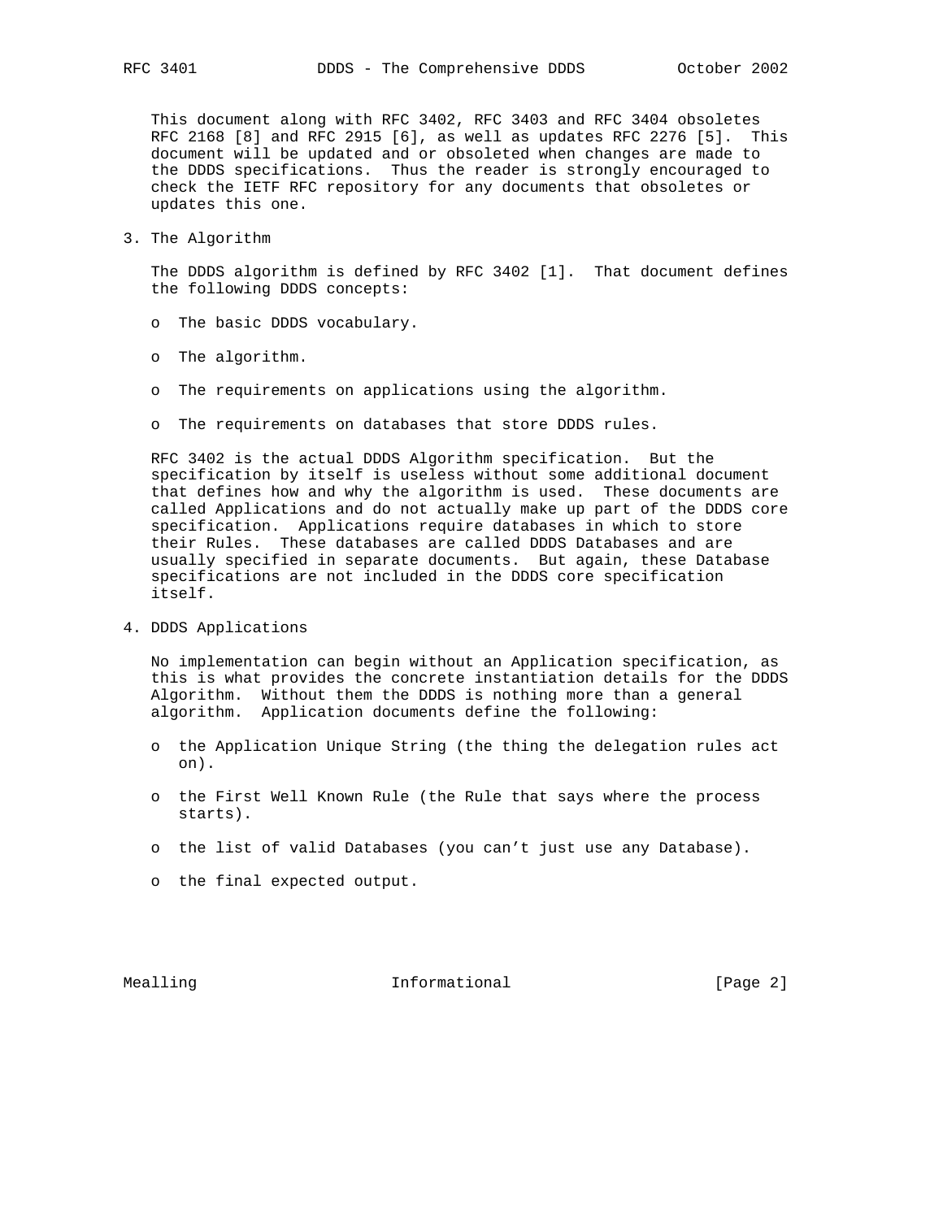This document along with RFC 3402, RFC 3403 and RFC 3404 obsoletes RFC 2168 [8] and RFC 2915 [6], as well as updates RFC 2276 [5]. This document will be updated and or obsoleted when changes are made to the DDDS specifications. Thus the reader is strongly encouraged to check the IETF RFC repository for any documents that obsoletes or updates this one.

## 3. The Algorithm

The DDDS algorithm is defined by RFC 3402 [1]. That document defines the following DDDS concepts:

- The basic DDDS vocabulary.
- The algorithm.
- The requirements on applications using the algorithm.
- The requirements on databases that store DDDS rules.

RFC 3402 is the actual DDDS Algorithm specification. But the specification by itself is useless without some additional document that defines how and why the algorithm is used. These documents are called Applications and do not actually make up part of the DDDS core specification. Applications require databases in which to store their Rules. These databases are called DDDS Databases and are usually specified in separate documents. But again, these Database specifications are not included in the DDDS core specification itself.

## 4. DDDS Applications

No implementation can begin without an Application specification, as this is what provides the concrete instantiation details for the DDDS Algorithm. Without them the DDDS is nothing more than a general algorithm. Application documents define the following:

- the Application Unique String (the thing the delegation rules act on).
- the First Well Known Rule (the Rule that says where the process starts).
- the list of valid Databases (you can’t just use any Database).
- the final expected output.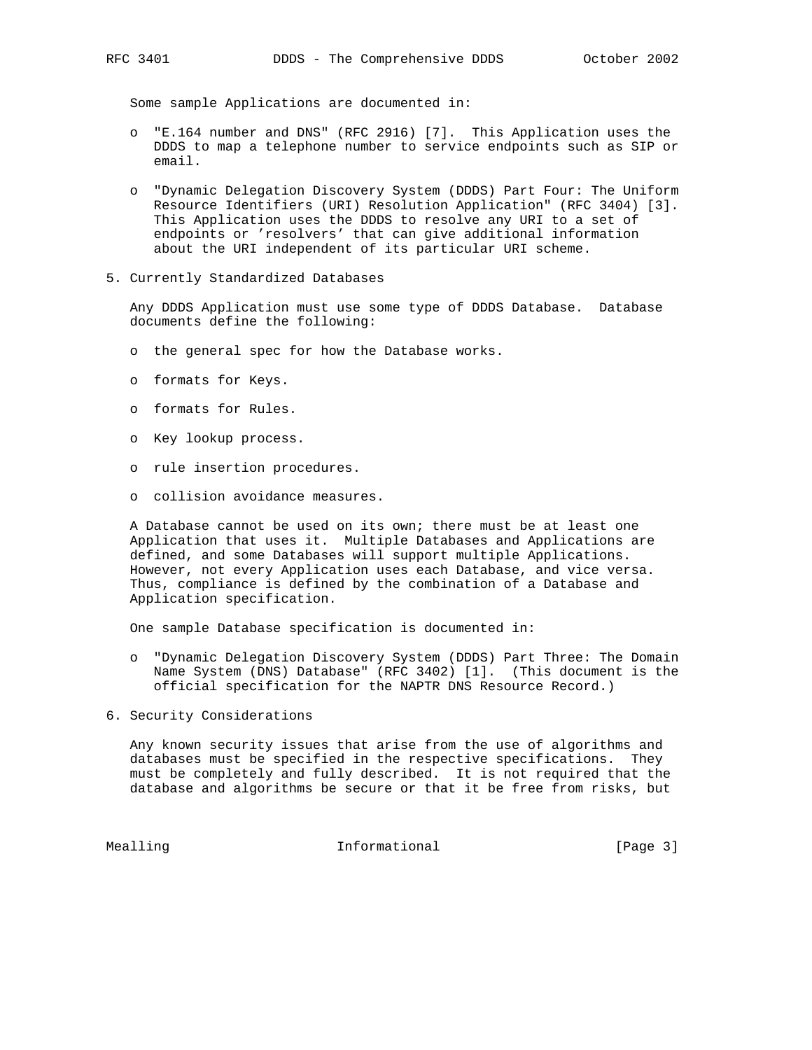Some sample Applications are documented in:

- "E.164 number and DNS" (RFC 2916) [7]. This Application uses the DDDS to map a telephone number to service endpoints such as SIP or email.

- "Dynamic Delegation Discovery System (DDDS) Part Four: The Uniform Resource Identifiers (URI) Resolution Application" (RFC 3404) [3]. This Application uses the DDDS to resolve any URI to a set of endpoints or 'resolvers' that can give additional information about the URI independent of its particular URI scheme.

## 5. Currently Standardized Databases

Any DDDS Application must use some type of DDDS Database. Database documents define the following:

- the general spec for how the Database works.

- formats for Keys.

- formats for Rules.

- Key lookup process.

- rule insertion procedures.

- collision avoidance measures.

A Database cannot be used on its own; there must be at least one Application that uses it. Multiple Databases and Applications are defined, and some Databases will support multiple Applications. However, not every Application uses each Database, and vice versa. Thus, compliance is defined by the combination of a Database and Application specification.

One sample Database specification is documented in:

- "Dynamic Delegation Discovery System (DDDS) Part Three: The Domain Name System (DNS) Database" (RFC 3402) [1]. (This document is the official specification for the NAPTR DNS Resource Record.)

## 6. Security Considerations

Any known security issues that arise from the use of algorithms and databases must be specified in the respective specifications. They must be completely and fully described. It is not required that the database and algorithms be secure or that it be free from risks, but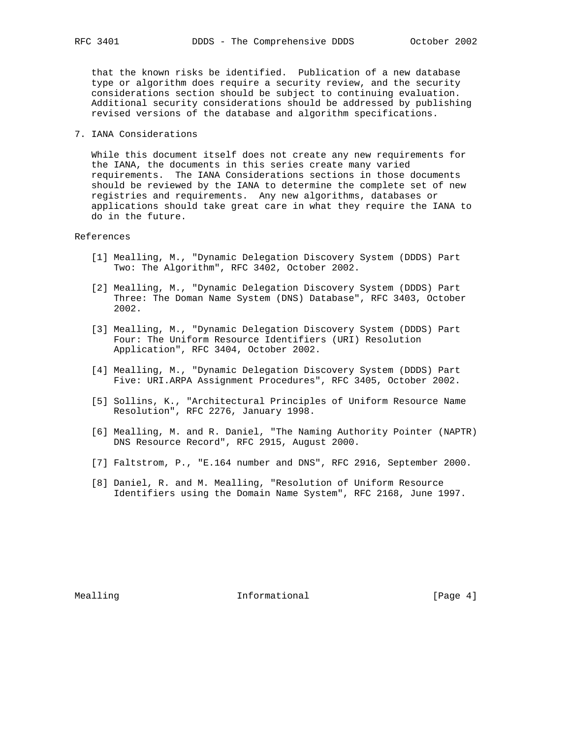that the known risks be identified. Publication of a new database type or algorithm does require a security review, and the security considerations section should be subject to continuing evaluation. Additional security considerations should be addressed by publishing revised versions of the database and algorithm specifications.

## 7. IANA Considerations

While this document itself does not create any new requirements for the IANA, the documents in this series create many varied requirements. The IANA Considerations sections in those documents should be reviewed by the IANA to determine the complete set of new registries and requirements. Any new algorithms, databases or applications should take great care in what they require the IANA to do in the future.

## References

[1] Mealling, M., "Dynamic Delegation Discovery System (DDDS) Part Two: The Algorithm", RFC 3402, October 2002.

[2] Mealling, M., "Dynamic Delegation Discovery System (DDDS) Part Three: The Doman Name System (DNS) Database", RFC 3403, October 2002.

[3] Mealling, M., "Dynamic Delegation Discovery System (DDDS) Part Four: The Uniform Resource Identifiers (URI) Resolution Application", RFC 3404, October 2002.

[4] Mealling, M., "Dynamic Delegation Discovery System (DDDS) Part Five: URI.ARPA Assignment Procedures", RFC 3405, October 2002.

[5] Sollins, K., "Architectural Principles of Uniform Resource Name Resolution", RFC 2276, January 1998.

[6] Mealling, M. and R. Daniel, "The Naming Authority Pointer (NAPTR) DNS Resource Record", RFC 2915, August 2000.

[7] Faltstrom, P., "E.164 number and DNS", RFC 2916, September 2000.

[8] Daniel, R. and M. Mealling, "Resolution of Uniform Resource Identifiers using the Domain Name System", RFC 2168, June 1997.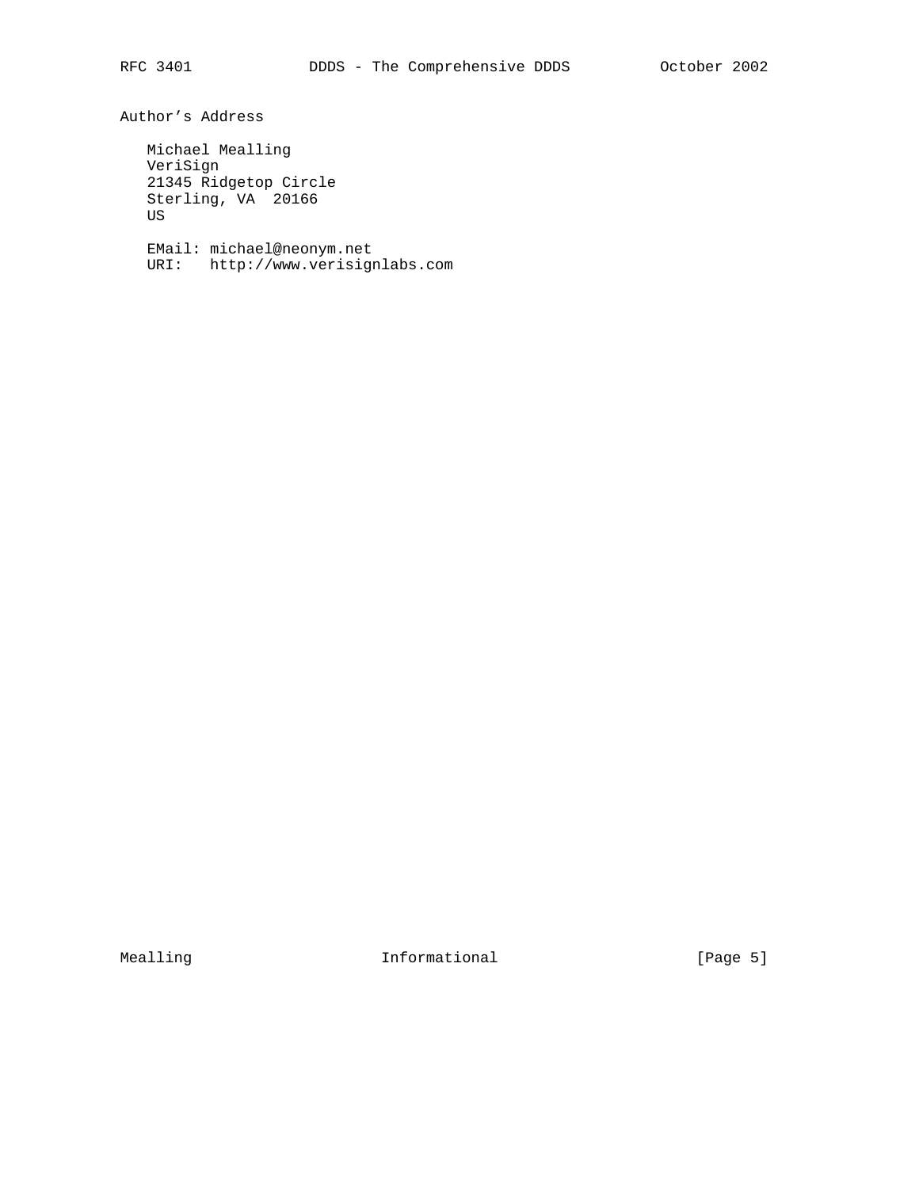## Author's Address

Michael Mealling
VeriSign
21345 Ridgetop Circle
Sterling, VA  20166
US

EMail: michael@neonym.net
URI:   http://www.verisignlabs.com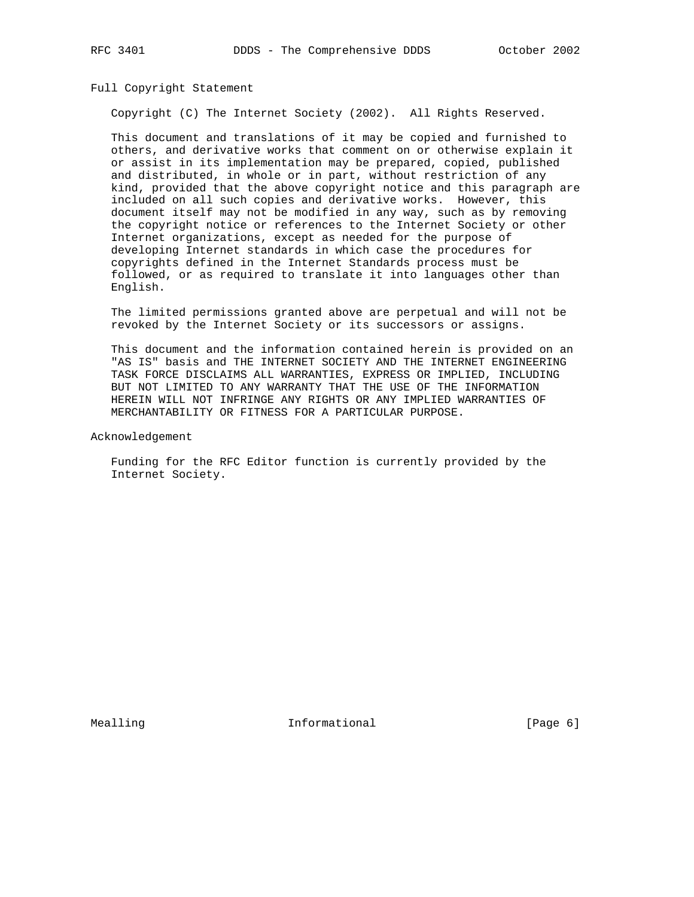## Full Copyright Statement

Copyright (C) The Internet Society (2002). All Rights Reserved.

This document and translations of it may be copied and furnished to others, and derivative works that comment on or otherwise explain it or assist in its implementation may be prepared, copied, published and distributed, in whole or in part, without restriction of any kind, provided that the above copyright notice and this paragraph are included on all such copies and derivative works. However, this document itself may not be modified in any way, such as by removing the copyright notice or references to the Internet Society or other Internet organizations, except as needed for the purpose of developing Internet standards in which case the procedures for copyrights defined in the Internet Standards process must be followed, or as required to translate it into languages other than English.

The limited permissions granted above are perpetual and will not be revoked by the Internet Society or its successors or assigns.

This document and the information contained herein is provided on an "AS IS" basis and THE INTERNET SOCIETY AND THE INTERNET ENGINEERING TASK FORCE DISCLAIMS ALL WARRANTIES, EXPRESS OR IMPLIED, INCLUDING BUT NOT LIMITED TO ANY WARRANTY THAT THE USE OF THE INFORMATION HEREIN WILL NOT INFRINGE ANY RIGHTS OR ANY IMPLIED WARRANTIES OF MERCHANTABILITY OR FITNESS FOR A PARTICULAR PURPOSE.

## Acknowledgement

Funding for the RFC Editor function is currently provided by the Internet Society.